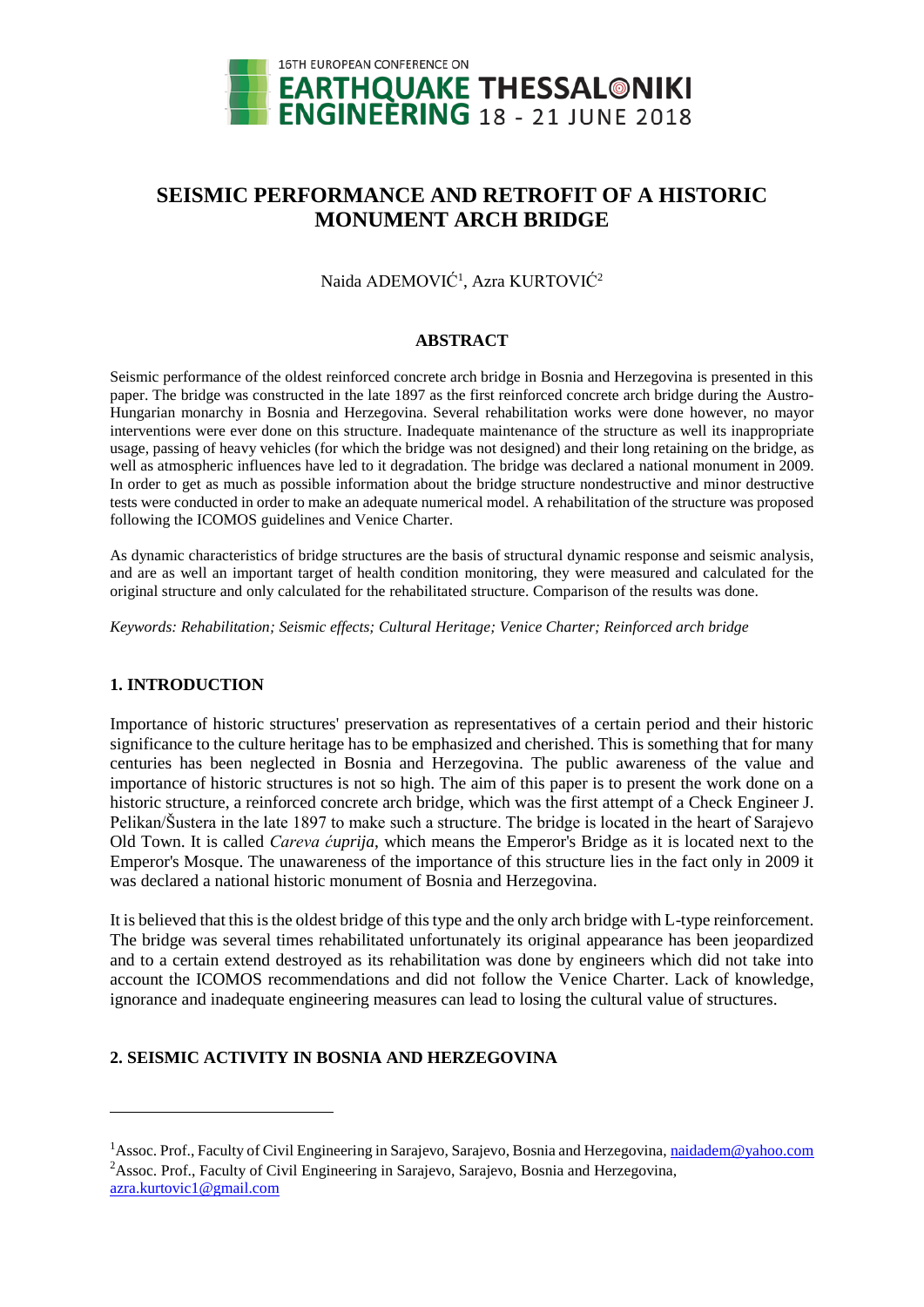# SEISMIC PERFORMANCE AND RETROFIT OF A HISTORIC MONUMENT ARCH BRIDGE

Naida ADEMOVIĆ[1], Azra KURTOVIĆ[2]

## ABSTRACT

Seismic performance of the oldest reinforced concrete arch bridge in Bosnia and Herzegovina is presented in this paper. The bridge was constructed in the late 1897 as the first reinforced concrete arch bridge during the Austro-Hungarian monarchy in Bosnia and Herzegovina. Several rehabilitation works were done however, no mayor interventions were ever done on this structure. Inadequate maintenance of the structure as well its inappropriate usage, passing of heavy vehicles (for which the bridge was not designed) and their long retaining on the bridge, as well as atmospheric influences have led to it degradation. The bridge was declared a national monument in 2009. In order to get as much as possible information about the bridge structure nondestructive and minor destructive tests were conducted in order to make an adequate numerical model. A rehabilitation of the structure was proposed following the ICOMOS guidelines and Venice Charter.

As dynamic characteristics of bridge structures are the basis of structural dynamic response and seismic analysis, and are as well an important target of health condition monitoring, they were measured and calculated for the original structure and only calculated for the rehabilitated structure. Comparison of the results was done.

*Keywords: Rehabilitation; Seismic effects; Cultural Heritage; Venice Charter; Reinforced arch bridge*

## 1. INTRODUCTION

Importance of historic structures' preservation as representatives of a certain period and their historic significance to the culture heritage has to be emphasized and cherished. This is something that for many centuries has been neglected in Bosnia and Herzegovina. The public awareness of the value and importance of historic structures is not so high. The aim of this paper is to present the work done on a historic structure, a reinforced concrete arch bridge, which was the first attempt of a Check Engineer J. Pelikan/Šustera in the late 1897 to make such a structure. The bridge is located in the heart of Sarajevo Old Town. It is called *Careva ćuprija*, which means the Emperor's Bridge as it is located next to the Emperor's Mosque. The unawareness of the importance of this structure lies in the fact only in 2009 it was declared a national historic monument of Bosnia and Herzegovina.

It is believed that this is the oldest bridge of this type and the only arch bridge with L-type reinforcement. The bridge was several times rehabilitated unfortunately its original appearance has been jeopardized and to a certain extend destroyed as its rehabilitation was done by engineers which did not take into account the ICOMOS recommendations and did not follow the Venice Charter. Lack of knowledge, ignorance and inadequate engineering measures can lead to losing the cultural value of structures.

## 2. SEISMIC ACTIVITY IN BOSNIA AND HERZEGOVINA

---

[1]Assoc. Prof., Faculty of Civil Engineering in Sarajevo, Sarajevo, Bosnia and Herzegovina, naidadem@yahoo.com

[2]Assoc. Prof., Faculty of Civil Engineering in Sarajevo, Sarajevo, Bosnia and Herzegovina, azra.kurtovic1@gmail.com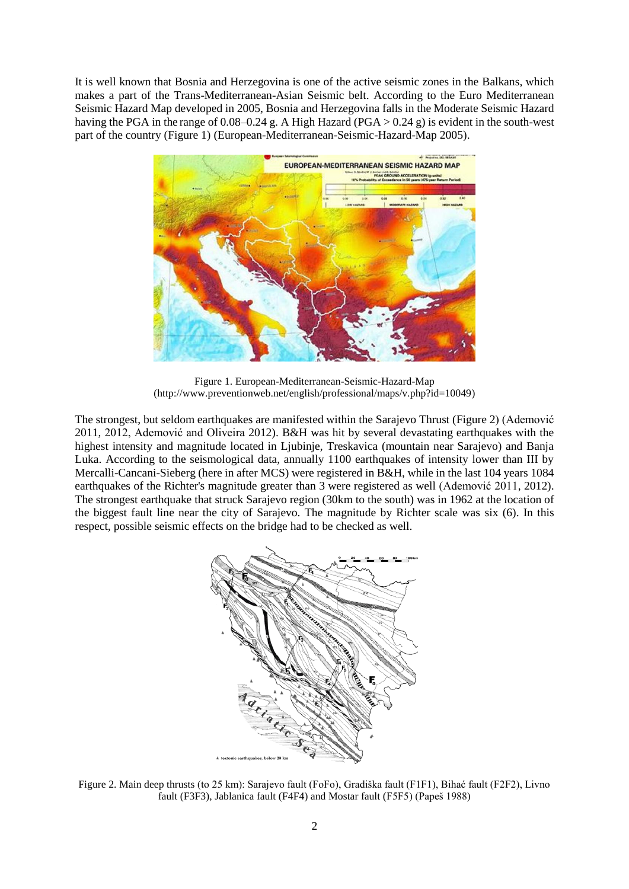It is well known that Bosnia and Herzegovina is one of the active seismic zones in the Balkans, which makes a part of the Trans-Mediterranean-Asian Seismic belt. According to the Euro Mediterranean Seismic Hazard Map developed in 2005, Bosnia and Herzegovina falls in the Moderate Seismic Hazard having the PGA in the range of 0.08–0.24 g. A High Hazard (PGA > 0.24 g) is evident in the south-west part of the country (Figure 1) (European-Mediterranean-Seismic-Hazard-Map 2005).

Figure 1. European-Mediterranean-Seismic-Hazard-Map (http://www.preventionweb.net/english/professional/maps/v.php?id=10049)

The strongest, but seldom earthquakes are manifested within the Sarajevo Thrust (Figure 2) (Ademović 2011, 2012, Ademović and Oliveira 2012). B&H was hit by several devastating earthquakes with the highest intensity and magnitude located in Ljubinje, Treskavica (mountain near Sarajevo) and Banja Luka. According to the seismological data, annually 1100 earthquakes of intensity lower than III by Mercalli-Cancani-Sieberg (here in after MCS) were registered in B&H, while in the last 104 years 1084 earthquakes of the Richter's magnitude greater than 3 were registered as well (Ademović 2011, 2012). The strongest earthquake that struck Sarajevo region (30km to the south) was in 1962 at the location of the biggest fault line near the city of Sarajevo. The magnitude by Richter scale was six (6). In this respect, possible seismic effects on the bridge had to be checked as well.

Figure 2. Main deep thrusts (to 25 km): Sarajevo fault (FoFo), Gradiška fault (F1F1), Bihać fault (F2F2), Livno fault (F3F3), Jablanica fault (F4F4) and Mostar fault (F5F5) (Papeš 1988)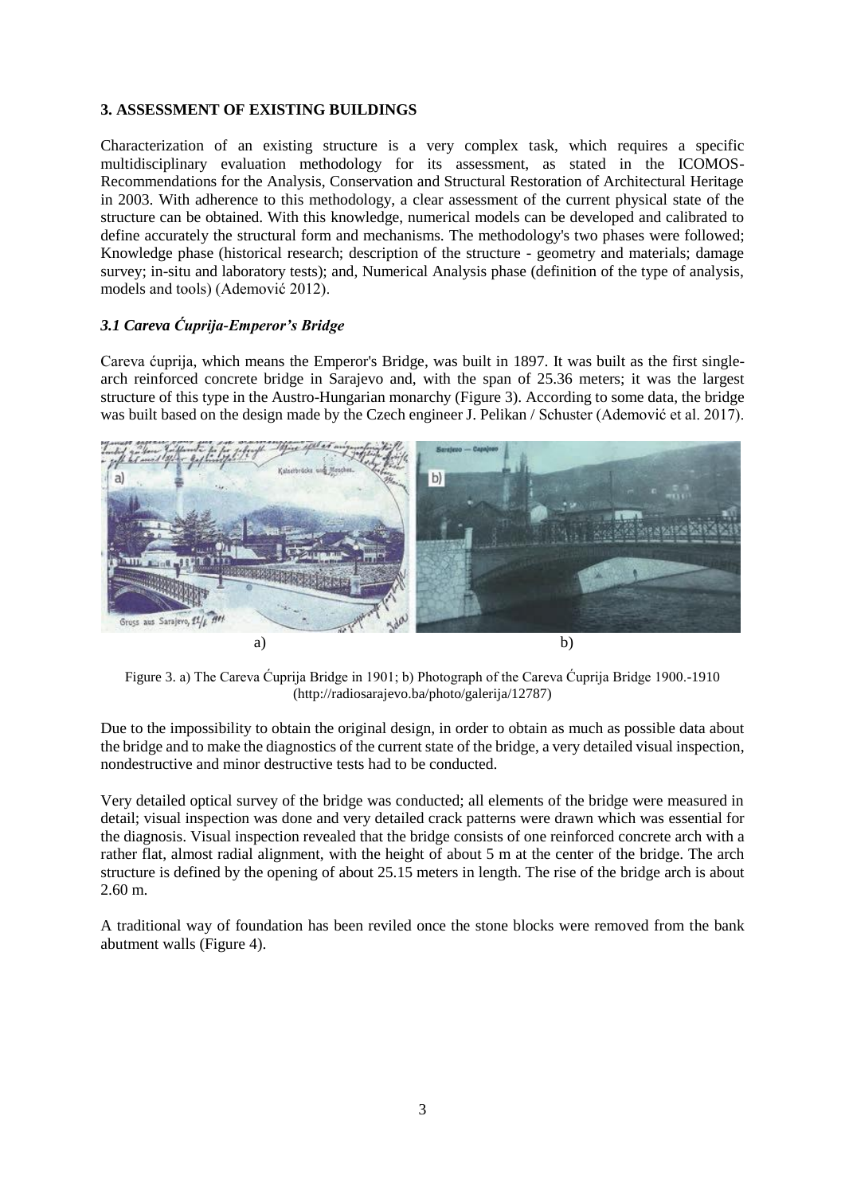## 3. ASSESSMENT OF EXISTING BUILDINGS

Characterization of an existing structure is a very complex task, which requires a specific multidisciplinary evaluation methodology for its assessment, as stated in the ICOMOS-Recommendations for the Analysis, Conservation and Structural Restoration of Architectural Heritage in 2003. With adherence to this methodology, a clear assessment of the current physical state of the structure can be obtained. With this knowledge, numerical models can be developed and calibrated to define accurately the structural form and mechanisms. The methodology's two phases were followed; Knowledge phase (historical research; description of the structure - geometry and materials; damage survey; in-situ and laboratory tests); and, Numerical Analysis phase (definition of the type of analysis, models and tools) (Ademović 2012).

### *3.1 Careva Ćuprija-Emperor's Bridge*

Careva ćuprija, which means the Emperor's Bridge, was built in 1897. It was built as the first single-arch reinforced concrete bridge in Sarajevo and, with the span of 25.36 meters; it was the largest structure of this type in the Austro-Hungarian monarchy (Figure 3). According to some data, the bridge was built based on the design made by the Czech engineer J. Pelikan / Schuster (Ademović et al. 2017).

Figure 3. a) The Careva Ćuprija Bridge in 1901; b) Photograph of the Careva Ćuprija Bridge 1900.-1910 (http://radiosarajevo.ba/photo/galerija/12787)

Due to the impossibility to obtain the original design, in order to obtain as much as possible data about the bridge and to make the diagnostics of the current state of the bridge, a very detailed visual inspection, nondestructive and minor destructive tests had to be conducted.

Very detailed optical survey of the bridge was conducted; all elements of the bridge were measured in detail; visual inspection was done and very detailed crack patterns were drawn which was essential for the diagnosis. Visual inspection revealed that the bridge consists of one reinforced concrete arch with a rather flat, almost radial alignment, with the height of about 5 m at the center of the bridge. The arch structure is defined by the opening of about 25.15 meters in length. The rise of the bridge arch is about 2.60 m.

A traditional way of foundation has been reviled once the stone blocks were removed from the bank abutment walls (Figure 4).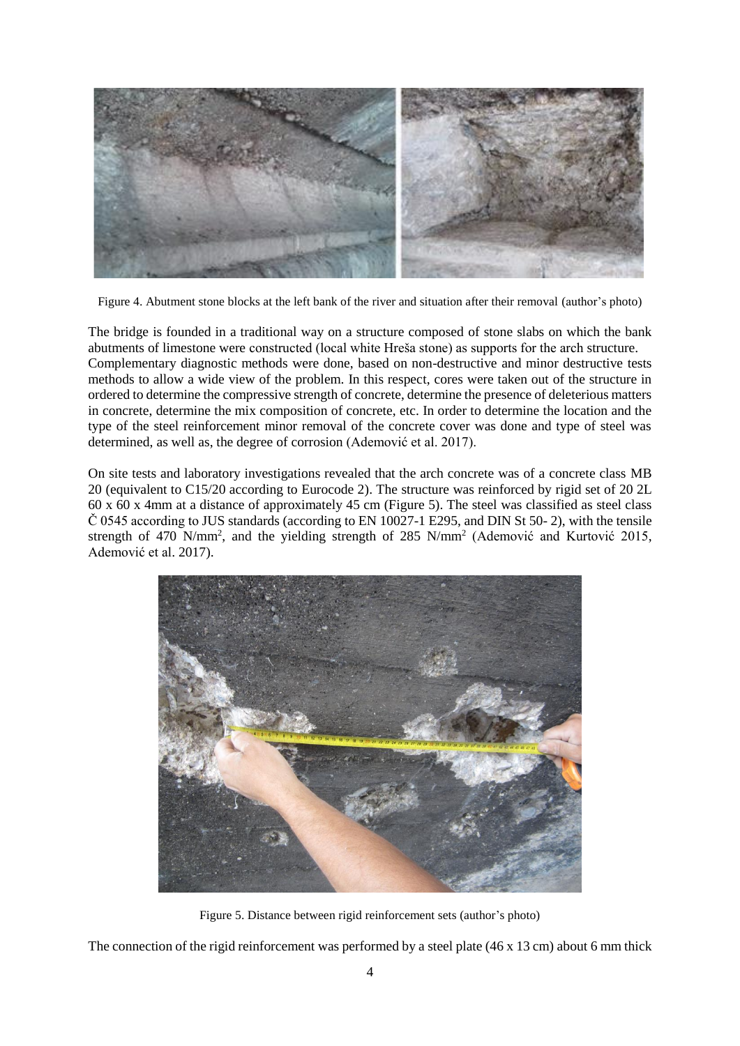Figure 4. Abutment stone blocks at the left bank of the river and situation after their removal (author's photo)

The bridge is founded in a traditional way on a structure composed of stone slabs on which the bank abutments of limestone were constructed (local white Hreša stone) as supports for the arch structure. Complementary diagnostic methods were done, based on non-destructive and minor destructive tests methods to allow a wide view of the problem. In this respect, cores were taken out of the structure in ordered to determine the compressive strength of concrete, determine the presence of deleterious matters in concrete, determine the mix composition of concrete, etc. In order to determine the location and the type of the steel reinforcement minor removal of the concrete cover was done and type of steel was determined, as well as, the degree of corrosion (Ademović et al. 2017).

On site tests and laboratory investigations revealed that the arch concrete was of a concrete class MB 20 (equivalent to C15/20 according to Eurocode 2). The structure was reinforced by rigid set of 20 2L 60 x 60 x 4mm at a distance of approximately 45 cm (Figure 5). The steel was classified as steel class Č 0545 according to JUS standards (according to EN 10027-1 E295, and DIN St 50- 2), with the tensile strength of 470 N/mm$^2$, and the yielding strength of 285 N/mm$^2$ (Ademović and Kurtović 2015, Ademović et al. 2017).

Figure 5. Distance between rigid reinforcement sets (author's photo)

The connection of the rigid reinforcement was performed by a steel plate (46 x 13 cm) about 6 mm thick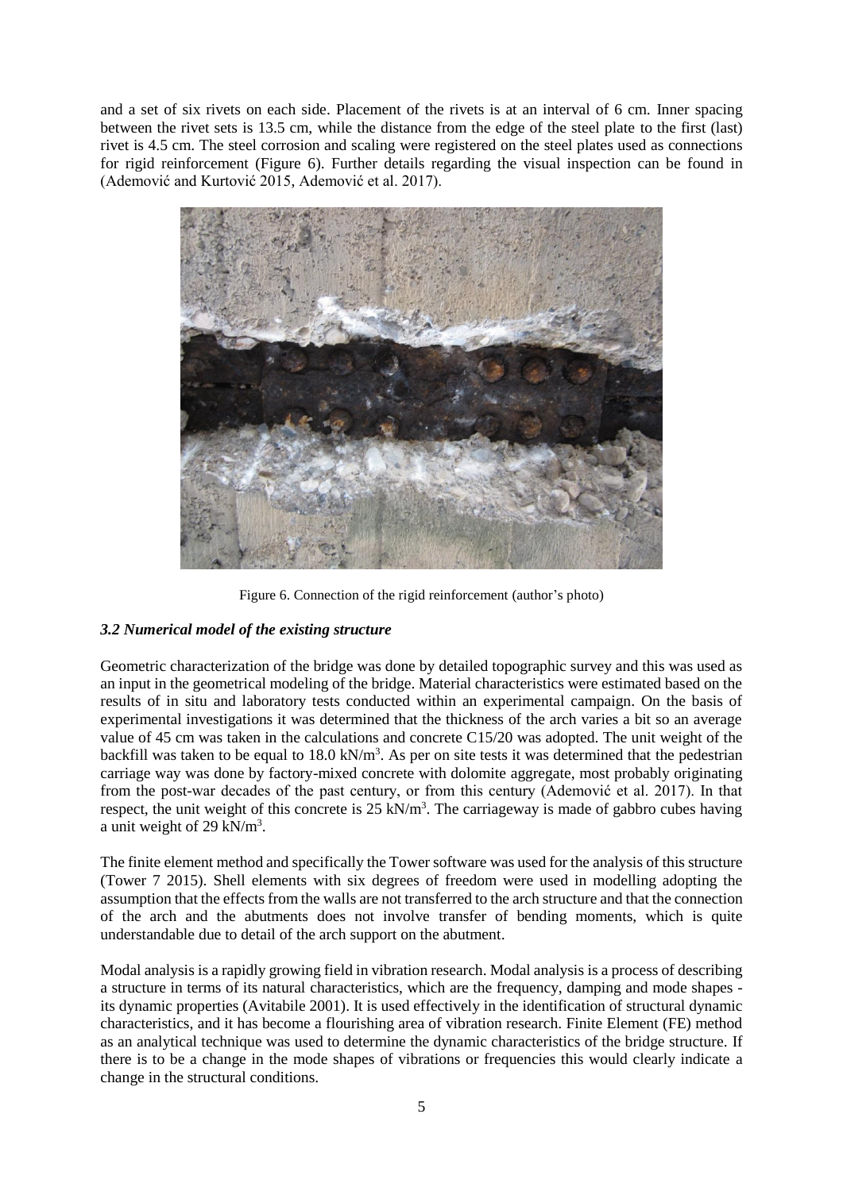and a set of six rivets on each side. Placement of the rivets is at an interval of 6 cm. Inner spacing between the rivet sets is 13.5 cm, while the distance from the edge of the steel plate to the first (last) rivet is 4.5 cm. The steel corrosion and scaling were registered on the steel plates used as connections for rigid reinforcement (Figure 6). Further details regarding the visual inspection can be found in (Ademović and Kurtović 2015, Ademović et al. 2017).

Figure 6. Connection of the rigid reinforcement (author's photo)

### *3.2 Numerical model of the existing structure*

Geometric characterization of the bridge was done by detailed topographic survey and this was used as an input in the geometrical modeling of the bridge. Material characteristics were estimated based on the results of in situ and laboratory tests conducted within an experimental campaign. On the basis of experimental investigations it was determined that the thickness of the arch varies a bit so an average value of 45 cm was taken in the calculations and concrete C15/20 was adopted. The unit weight of the backfill was taken to be equal to 18.0 kN/m$^3$. As per on site tests it was determined that the pedestrian carriage way was done by factory-mixed concrete with dolomite aggregate, most probably originating from the post-war decades of the past century, or from this century (Ademović et al. 2017). In that respect, the unit weight of this concrete is 25 kN/m$^3$. The carriageway is made of gabbro cubes having a unit weight of 29 kN/m$^3$.

The finite element method and specifically the Tower software was used for the analysis of this structure (Tower 7 2015). Shell elements with six degrees of freedom were used in modelling adopting the assumption that the effects from the walls are not transferred to the arch structure and that the connection of the arch and the abutments does not involve transfer of bending moments, which is quite understandable due to detail of the arch support on the abutment.

Modal analysis is a rapidly growing field in vibration research. Modal analysis is a process of describing a structure in terms of its natural characteristics, which are the frequency, damping and mode shapes - its dynamic properties (Avitabile 2001). It is used effectively in the identification of structural dynamic characteristics, and it has become a flourishing area of vibration research. Finite Element (FE) method as an analytical technique was used to determine the dynamic characteristics of the bridge structure. If there is to be a change in the mode shapes of vibrations or frequencies this would clearly indicate a change in the structural conditions.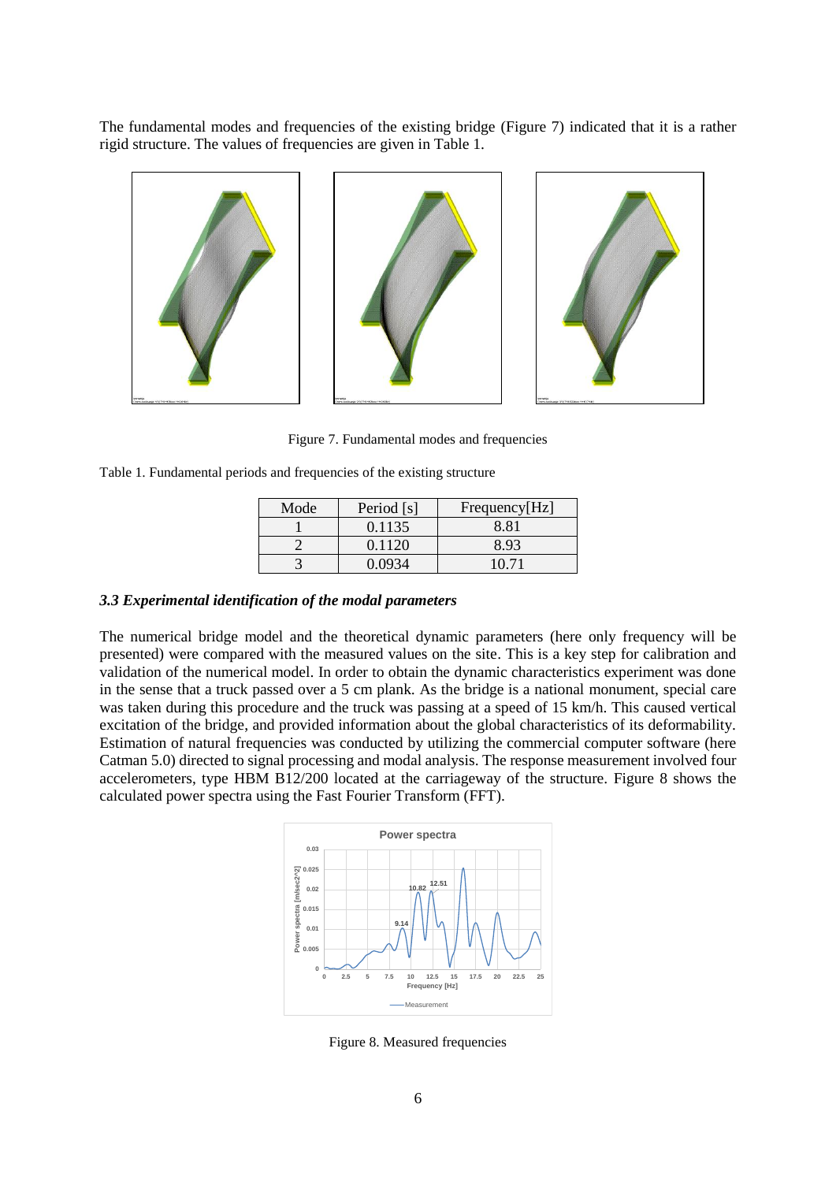The fundamental modes and frequencies of the existing bridge (Figure 7) indicated that it is a rather rigid structure. The values of frequencies are given in Table 1.

Figure 7. Fundamental modes and frequencies

Table 1. Fundamental periods and frequencies of the existing structure

| Mode | Period [s] | Frequency[Hz] |
|---|---|---|
| 1 | 0.1135 | 8.81 |
| 2 | 0.1120 | 8.93 |
| 3 | 0.0934 | 10.71 |

### *3.3 Experimental identification of the modal parameters*

The numerical bridge model and the theoretical dynamic parameters (here only frequency will be presented) were compared with the measured values on the site. This is a key step for calibration and validation of the numerical model. In order to obtain the dynamic characteristics experiment was done in the sense that a truck passed over a 5 cm plank. As the bridge is a national monument, special care was taken during this procedure and the truck was passing at a speed of 15 km/h. This caused vertical excitation of the bridge, and provided information about the global characteristics of its deformability. Estimation of natural frequencies was conducted by utilizing the commercial computer software (here Catman 5.0) directed to signal processing and modal analysis. The response measurement involved four accelerometers, type HBM B12/200 located at the carriageway of the structure. Figure 8 shows the calculated power spectra using the Fast Fourier Transform (FFT).

Figure 8. Measured frequencies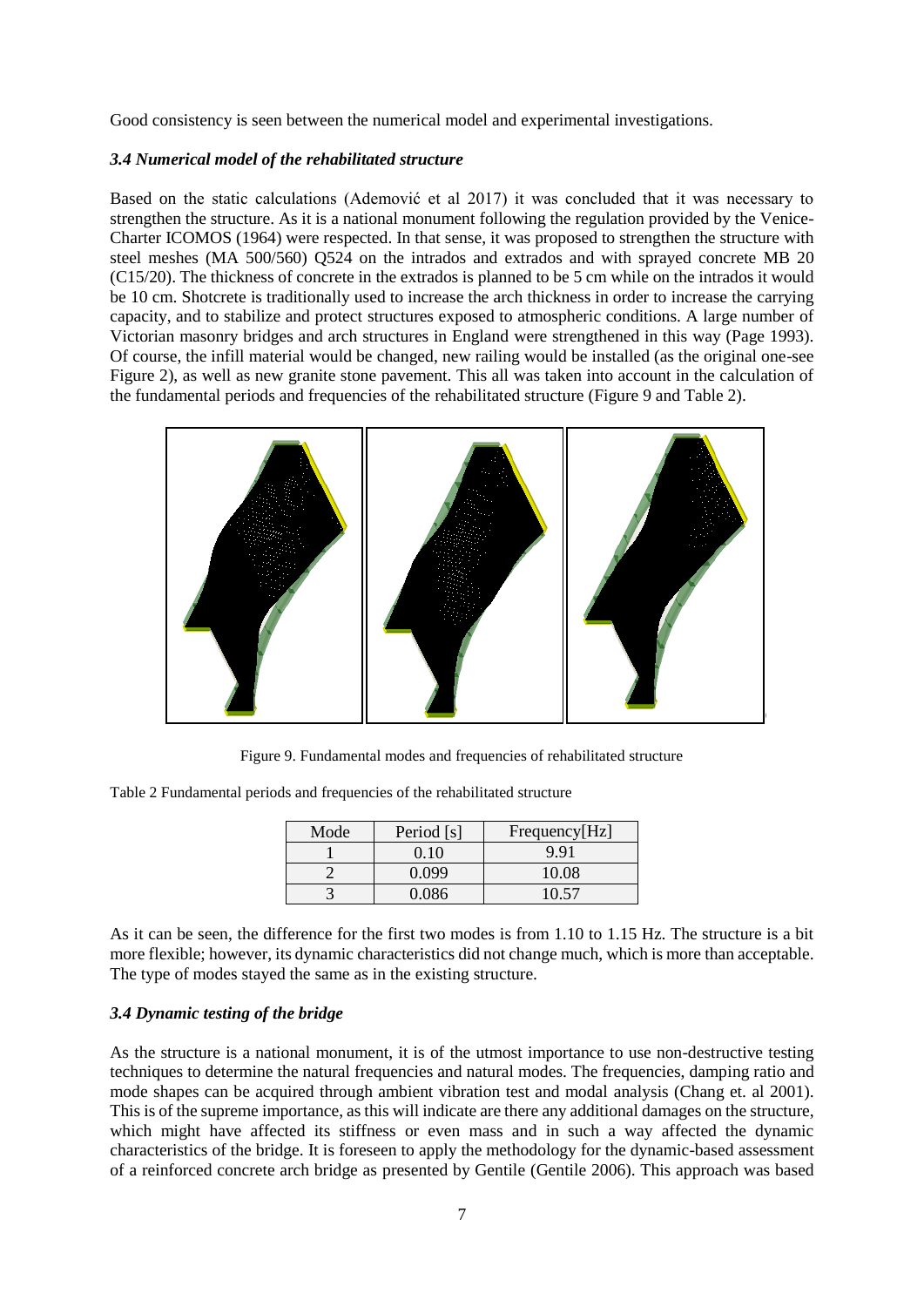Good consistency is seen between the numerical model and experimental investigations.

### *3.4 Numerical model of the rehabilitated structure*

Based on the static calculations (Ademović et al 2017) it was concluded that it was necessary to strengthen the structure. As it is a national monument following the regulation provided by the Venice-Charter ICOMOS (1964) were respected. In that sense, it was proposed to strengthen the structure with steel meshes (MA 500/560) Q524 on the intrados and extrados and with sprayed concrete MB 20 (C15/20). The thickness of concrete in the extrados is planned to be 5 cm while on the intrados it would be 10 cm. Shotcrete is traditionally used to increase the arch thickness in order to increase the carrying capacity, and to stabilize and protect structures exposed to atmospheric conditions. A large number of Victorian masonry bridges and arch structures in England were strengthened in this way (Page 1993). Of course, the infill material would be changed, new railing would be installed (as the original one-see Figure 2), as well as new granite stone pavement. This all was taken into account in the calculation of the fundamental periods and frequencies of the rehabilitated structure (Figure 9 and Table 2).

Figure 9. Fundamental modes and frequencies of rehabilitated structure

Table 2 Fundamental periods and frequencies of the rehabilitated structure

| Mode | Period [s] | Frequency[Hz] |
|---|---|---|
| 1 | 0.10 | 9.91 |
| 2 | 0.099 | 10.08 |
| 3 | 0.086 | 10.57 |

As it can be seen, the difference for the first two modes is from 1.10 to 1.15 Hz. The structure is a bit more flexible; however, its dynamic characteristics did not change much, which is more than acceptable. The type of modes stayed the same as in the existing structure.

### *3.4 Dynamic testing of the bridge*

As the structure is a national monument, it is of the utmost importance to use non-destructive testing techniques to determine the natural frequencies and natural modes. The frequencies, damping ratio and mode shapes can be acquired through ambient vibration test and modal analysis (Chang et. al 2001). This is of the supreme importance, as this will indicate are there any additional damages on the structure, which might have affected its stiffness or even mass and in such a way affected the dynamic characteristics of the bridge. It is foreseen to apply the methodology for the dynamic-based assessment of a reinforced concrete arch bridge as presented by Gentile (Gentile 2006). This approach was based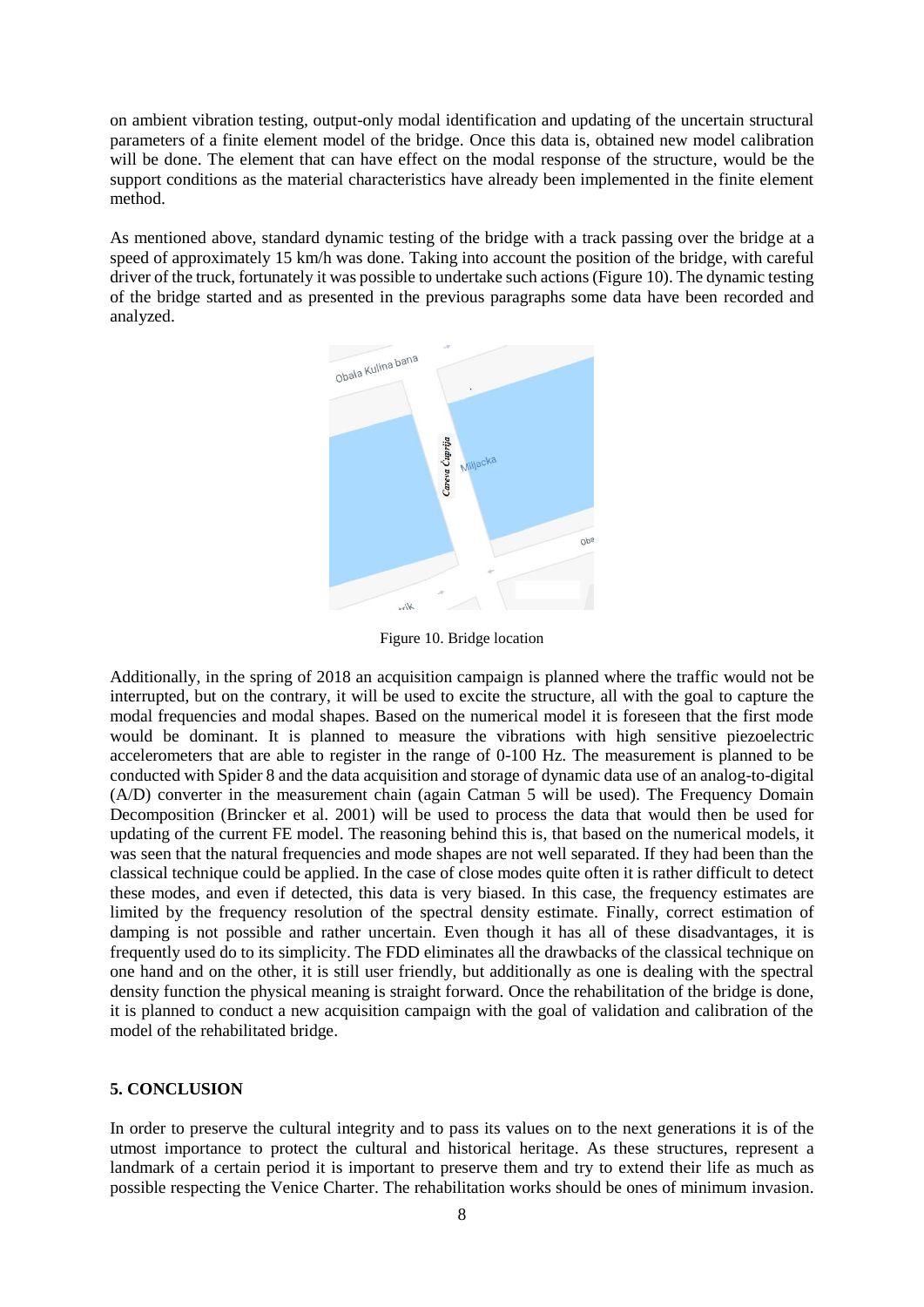on ambient vibration testing, output-only modal identification and updating of the uncertain structural parameters of a finite element model of the bridge. Once this data is, obtained new model calibration will be done. The element that can have effect on the modal response of the structure, would be the support conditions as the material characteristics have already been implemented in the finite element method.

As mentioned above, standard dynamic testing of the bridge with a track passing over the bridge at a speed of approximately 15 km/h was done. Taking into account the position of the bridge, with careful driver of the truck, fortunately it was possible to undertake such actions (Figure 10). The dynamic testing of the bridge started and as presented in the previous paragraphs some data have been recorded and analyzed.

Figure 10. Bridge location

Additionally, in the spring of 2018 an acquisition campaign is planned where the traffic would not be interrupted, but on the contrary, it will be used to excite the structure, all with the goal to capture the modal frequencies and modal shapes. Based on the numerical model it is foreseen that the first mode would be dominant. It is planned to measure the vibrations with high sensitive piezoelectric accelerometers that are able to register in the range of 0-100 Hz. The measurement is planned to be conducted with Spider 8 and the data acquisition and storage of dynamic data use of an analog-to-digital (A/D) converter in the measurement chain (again Catman 5 will be used). The Frequency Domain Decomposition (Brincker et al. 2001) will be used to process the data that would then be used for updating of the current FE model. The reasoning behind this is, that based on the numerical models, it was seen that the natural frequencies and mode shapes are not well separated. If they had been than the classical technique could be applied. In the case of close modes quite often it is rather difficult to detect these modes, and even if detected, this data is very biased. In this case, the frequency estimates are limited by the frequency resolution of the spectral density estimate. Finally, correct estimation of damping is not possible and rather uncertain. Even though it has all of these disadvantages, it is frequently used do to its simplicity. The FDD eliminates all the drawbacks of the classical technique on one hand and on the other, it is still user friendly, but additionally as one is dealing with the spectral density function the physical meaning is straight forward. Once the rehabilitation of the bridge is done, it is planned to conduct a new acquisition campaign with the goal of validation and calibration of the model of the rehabilitated bridge.

## 5. CONCLUSION

In order to preserve the cultural integrity and to pass its values on to the next generations it is of the utmost importance to protect the cultural and historical heritage. As these structures, represent a landmark of a certain period it is important to preserve them and try to extend their life as much as possible respecting the Venice Charter. The rehabilitation works should be ones of minimum invasion.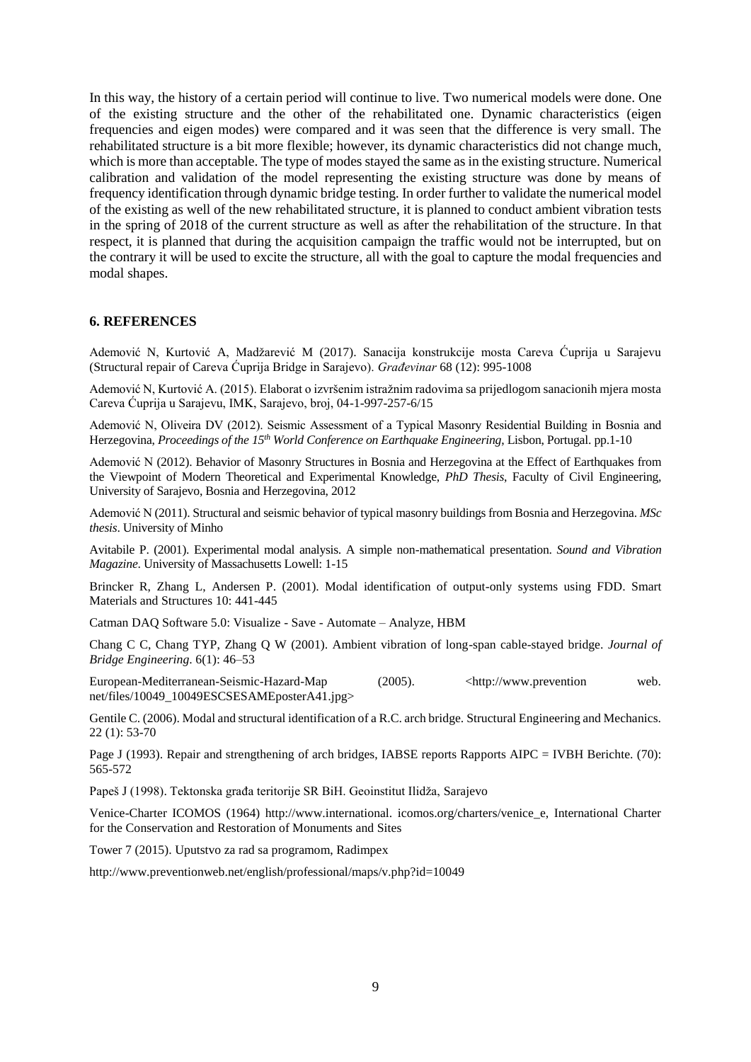In this way, the history of a certain period will continue to live. Two numerical models were done. One of the existing structure and the other of the rehabilitated one. Dynamic characteristics (eigen frequencies and eigen modes) were compared and it was seen that the difference is very small. The rehabilitated structure is a bit more flexible; however, its dynamic characteristics did not change much, which is more than acceptable. The type of modes stayed the same as in the existing structure. Numerical calibration and validation of the model representing the existing structure was done by means of frequency identification through dynamic bridge testing. In order further to validate the numerical model of the existing as well of the new rehabilitated structure, it is planned to conduct ambient vibration tests in the spring of 2018 of the current structure as well as after the rehabilitation of the structure. In that respect, it is planned that during the acquisition campaign the traffic would not be interrupted, but on the contrary it will be used to excite the structure, all with the goal to capture the modal frequencies and modal shapes.

## 6. REFERENCES

Ademović N, Kurtović A, Madžarević M (2017). Sanacija konstrukcije mosta Careva Ćuprija u Sarajevu (Structural repair of Careva Ćuprija Bridge in Sarajevo). *Građevinar* 68 (12): 995-1008

Ademović N, Kurtović A. (2015). Elaborat o izvršenim istražnim radovima sa prijedlogom sanacionih mjera mosta Careva Ćuprija u Sarajevu, IMK, Sarajevo, broj, 04-1-997-257-6/15

Ademović N, Oliveira DV (2012). Seismic Assessment of a Typical Masonry Residential Building in Bosnia and Herzegovina, *Proceedings of the 15th World Conference on Earthquake Engineering*, Lisbon, Portugal. pp.1-10

Ademović N (2012). Behavior of Masonry Structures in Bosnia and Herzegovina at the Effect of Earthquakes from the Viewpoint of Modern Theoretical and Experimental Knowledge, *PhD Thesis*, Faculty of Civil Engineering, University of Sarajevo, Bosnia and Herzegovina, 2012

Ademović N (2011). Structural and seismic behavior of typical masonry buildings from Bosnia and Herzegovina. *MSc thesis*. University of Minho

Avitabile P. (2001). Experimental modal analysis. A simple non-mathematical presentation. *Sound and Vibration Magazine*. University of Massachusetts Lowell: 1-15

Brincker R, Zhang L, Andersen P. (2001). Modal identification of output-only systems using FDD. Smart Materials and Structures 10: 441-445

Catman DAQ Software 5.0: Visualize - Save - Automate – Analyze, HBM

Chang C C, Chang TYP, Zhang Q W (2001). Ambient vibration of long-span cable-stayed bridge. *Journal of Bridge Engineering*. 6(1): 46–53

European-Mediterranean-Seismic-Hazard-Map (2005). <http://www.prevention web. net/files/10049_10049ESCSESAMEposterA41.jpg>

Gentile C. (2006). Modal and structural identification of a R.C. arch bridge. Structural Engineering and Mechanics. 22 (1): 53-70

Page J (1993). Repair and strengthening of arch bridges, IABSE reports Rapports AIPC = IVBH Berichte. (70): 565-572

Papeš J (1998). Tektonska građa teritorije SR BiH. Geoinstitut Ilidža, Sarajevo

Venice-Charter ICOMOS (1964) http://www.international. icomos.org/charters/venice_e, International Charter for the Conservation and Restoration of Monuments and Sites

Tower 7 (2015). Uputstvo za rad sa programom, Radimpex

http://www.preventionweb.net/english/professional/maps/v.php?id=10049